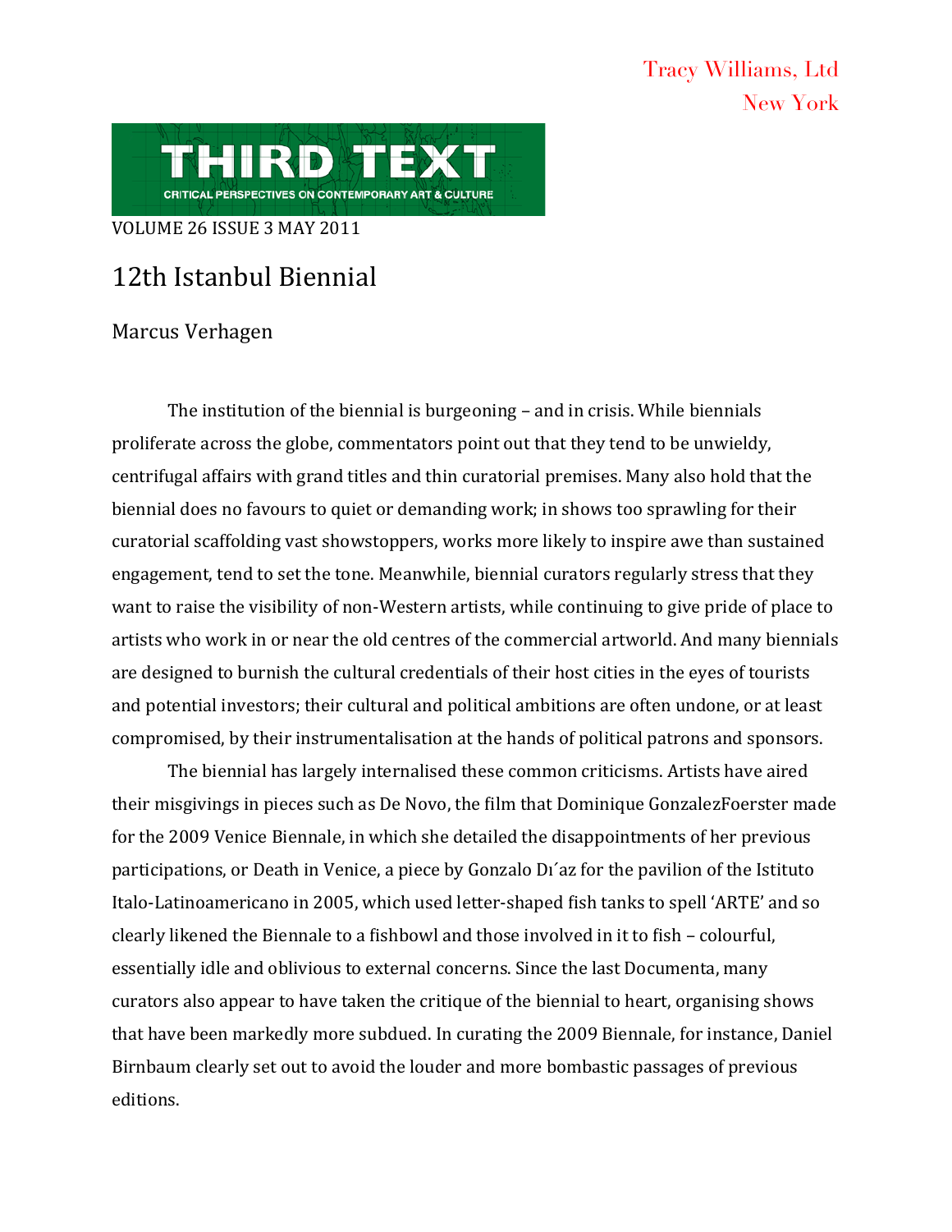Tracy Williams, Ltd
New York

THIRD TEXT
CRITICAL PERSPECTIVES ON CONTEMPORARY ART & CULTURE

VOLUME 26 ISSUE 3 MAY 2011

# 12th Istanbul Biennial

Marcus Verhagen

The institution of the biennial is burgeoning – and in crisis. While biennials proliferate across the globe, commentators point out that they tend to be unwieldy, centrifugal affairs with grand titles and thin curatorial premises. Many also hold that the biennial does no favours to quiet or demanding work; in shows too sprawling for their curatorial scaffolding vast showstoppers, works more likely to inspire awe than sustained engagement, tend to set the tone. Meanwhile, biennial curators regularly stress that they want to raise the visibility of non-Western artists, while continuing to give pride of place to artists who work in or near the old centres of the commercial artworld. And many biennials are designed to burnish the cultural credentials of their host cities in the eyes of tourists and potential investors; their cultural and political ambitions are often undone, or at least compromised, by their instrumentalisation at the hands of political patrons and sponsors.

The biennial has largely internalised these common criticisms. Artists have aired their misgivings in pieces such as De Novo, the film that Dominique GonzalezFoerster made for the 2009 Venice Biennale, in which she detailed the disappointments of her previous participations, or Death in Venice, a piece by Gonzalo Dı´az for the pavilion of the Istituto Italo-Latinoamericano in 2005, which used letter-shaped fish tanks to spell 'ARTE' and so clearly likened the Biennale to a fishbowl and those involved in it to fish – colourful, essentially idle and oblivious to external concerns. Since the last Documenta, many curators also appear to have taken the critique of the biennial to heart, organising shows that have been markedly more subdued. In curating the 2009 Biennale, for instance, Daniel Birnbaum clearly set out to avoid the louder and more bombastic passages of previous editions.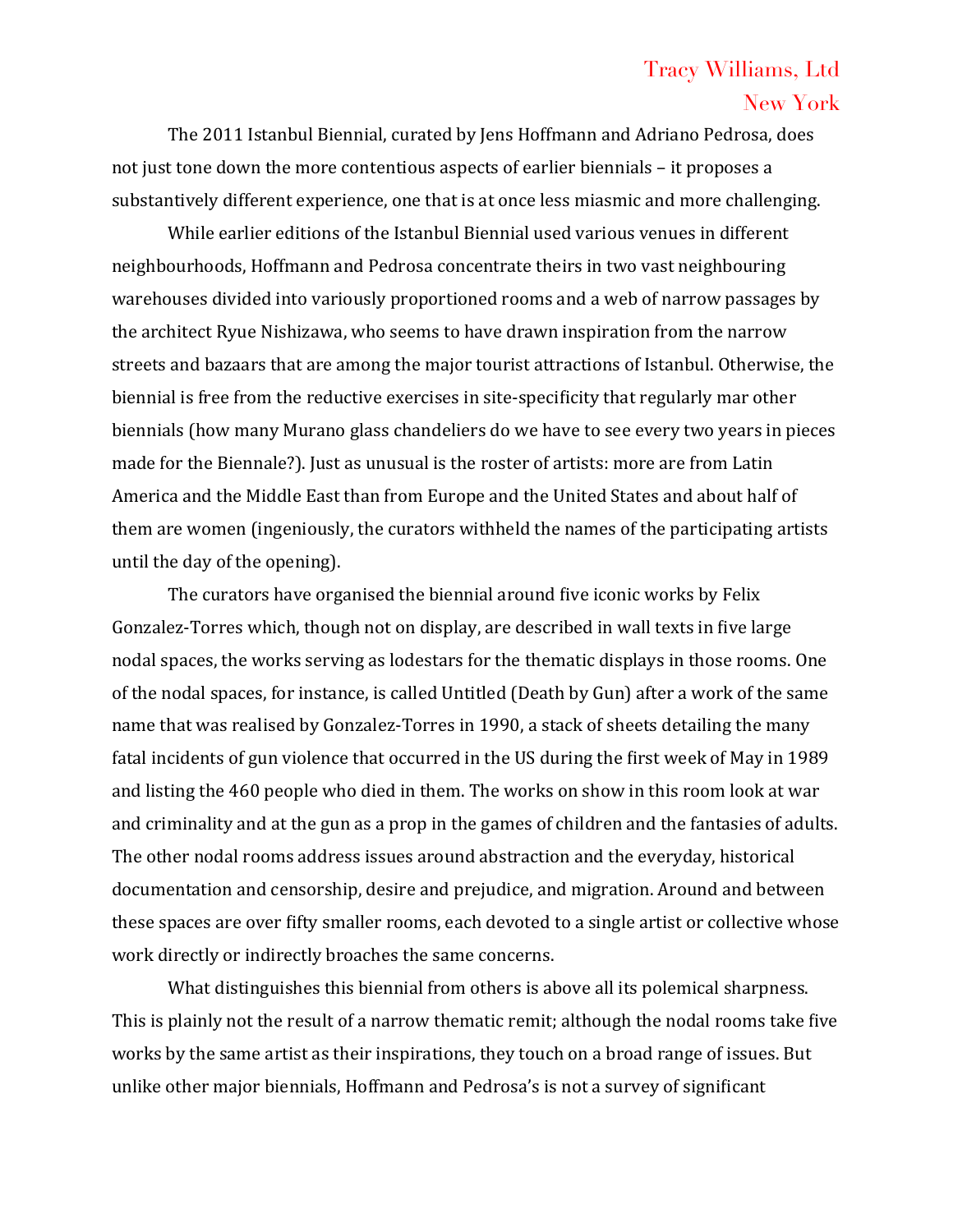The 2011 Istanbul Biennial, curated by Jens Hoffmann and Adriano Pedrosa, does not just tone down the more contentious aspects of earlier biennials – it proposes a substantively different experience, one that is at once less miasmic and more challenging.

While earlier editions of the Istanbul Biennial used various venues in different neighbourhoods, Hoffmann and Pedrosa concentrate theirs in two vast neighbouring warehouses divided into variously proportioned rooms and a web of narrow passages by the architect Ryue Nishizawa, who seems to have drawn inspiration from the narrow streets and bazaars that are among the major tourist attractions of Istanbul. Otherwise, the biennial is free from the reductive exercises in site-specificity that regularly mar other biennials (how many Murano glass chandeliers do we have to see every two years in pieces made for the Biennale?). Just as unusual is the roster of artists: more are from Latin America and the Middle East than from Europe and the United States and about half of them are women (ingeniously, the curators withheld the names of the participating artists until the day of the opening).

The curators have organised the biennial around five iconic works by Felix Gonzalez-Torres which, though not on display, are described in wall texts in five large nodal spaces, the works serving as lodestars for the thematic displays in those rooms. One of the nodal spaces, for instance, is called Untitled (Death by Gun) after a work of the same name that was realised by Gonzalez-Torres in 1990, a stack of sheets detailing the many fatal incidents of gun violence that occurred in the US during the first week of May in 1989 and listing the 460 people who died in them. The works on show in this room look at war and criminality and at the gun as a prop in the games of children and the fantasies of adults. The other nodal rooms address issues around abstraction and the everyday, historical documentation and censorship, desire and prejudice, and migration. Around and between these spaces are over fifty smaller rooms, each devoted to a single artist or collective whose work directly or indirectly broaches the same concerns.

What distinguishes this biennial from others is above all its polemical sharpness. This is plainly not the result of a narrow thematic remit; although the nodal rooms take five works by the same artist as their inspirations, they touch on a broad range of issues. But unlike other major biennials, Hoffmann and Pedrosa's is not a survey of significant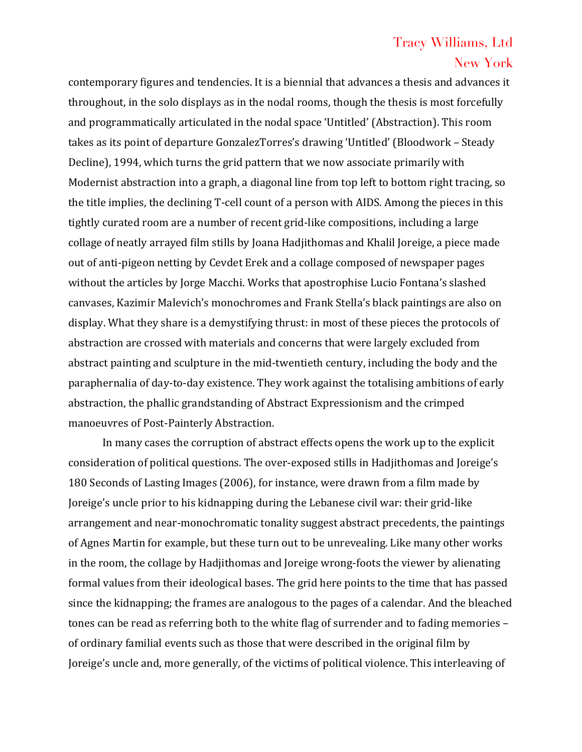contemporary figures and tendencies. It is a biennial that advances a thesis and advances it throughout, in the solo displays as in the nodal rooms, though the thesis is most forcefully and programmatically articulated in the nodal space 'Untitled' (Abstraction). This room takes as its point of departure GonzalezTorres's drawing 'Untitled' (Bloodwork – Steady Decline), 1994, which turns the grid pattern that we now associate primarily with Modernist abstraction into a graph, a diagonal line from top left to bottom right tracing, so the title implies, the declining T-cell count of a person with AIDS. Among the pieces in this tightly curated room are a number of recent grid-like compositions, including a large collage of neatly arrayed film stills by Joana Hadjithomas and Khalil Joreige, a piece made out of anti-pigeon netting by Cevdet Erek and a collage composed of newspaper pages without the articles by Jorge Macchi. Works that apostrophise Lucio Fontana's slashed canvases, Kazimir Malevich's monochromes and Frank Stella's black paintings are also on display. What they share is a demystifying thrust: in most of these pieces the protocols of abstraction are crossed with materials and concerns that were largely excluded from abstract painting and sculpture in the mid-twentieth century, including the body and the paraphernalia of day-to-day existence. They work against the totalising ambitions of early abstraction, the phallic grandstanding of Abstract Expressionism and the crimped manoeuvres of Post-Painterly Abstraction.

In many cases the corruption of abstract effects opens the work up to the explicit consideration of political questions. The over-exposed stills in Hadjithomas and Joreige's 180 Seconds of Lasting Images (2006), for instance, were drawn from a film made by Joreige's uncle prior to his kidnapping during the Lebanese civil war: their grid-like arrangement and near-monochromatic tonality suggest abstract precedents, the paintings of Agnes Martin for example, but these turn out to be unrevealing. Like many other works in the room, the collage by Hadjithomas and Joreige wrong-foots the viewer by alienating formal values from their ideological bases. The grid here points to the time that has passed since the kidnapping; the frames are analogous to the pages of a calendar. And the bleached tones can be read as referring both to the white flag of surrender and to fading memories – of ordinary familial events such as those that were described in the original film by Joreige's uncle and, more generally, of the victims of political violence. This interleaving of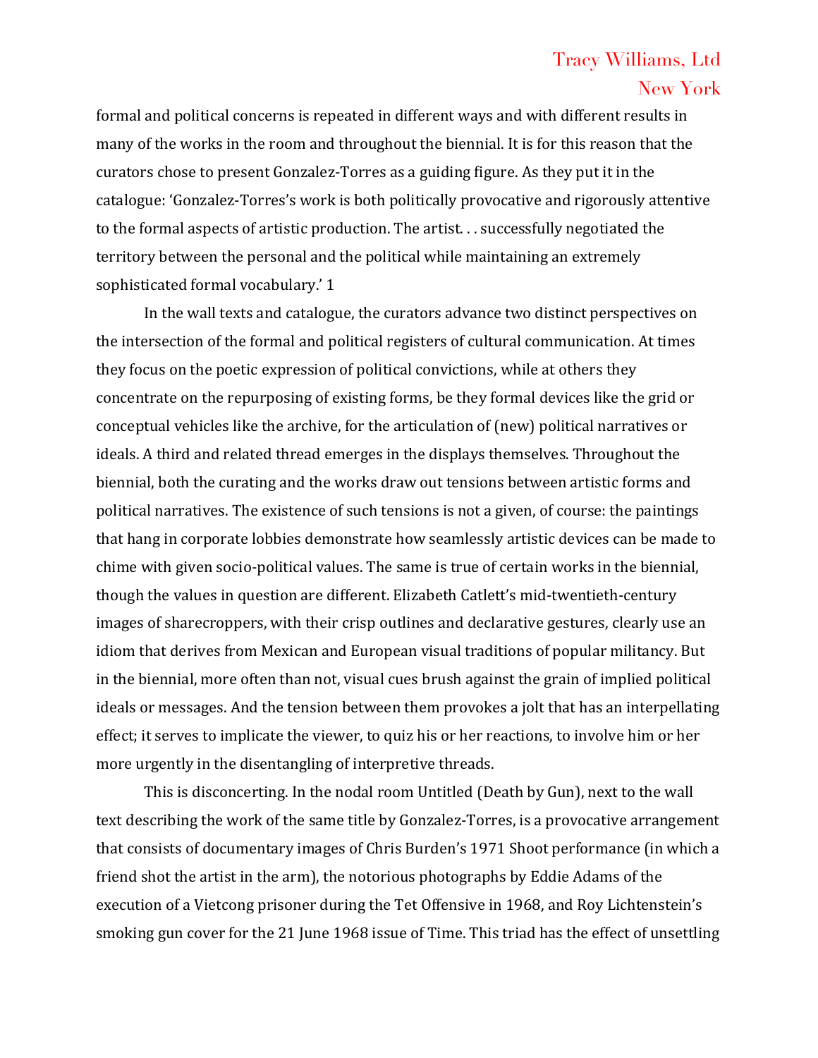formal and political concerns is repeated in different ways and with different results in many of the works in the room and throughout the biennial. It is for this reason that the curators chose to present Gonzalez-Torres as a guiding figure. As they put it in the catalogue: 'Gonzalez-Torres's work is both politically provocative and rigorously attentive to the formal aspects of artistic production. The artist. . . successfully negotiated the territory between the personal and the political while maintaining an extremely sophisticated formal vocabulary.' 1

In the wall texts and catalogue, the curators advance two distinct perspectives on the intersection of the formal and political registers of cultural communication. At times they focus on the poetic expression of political convictions, while at others they concentrate on the repurposing of existing forms, be they formal devices like the grid or conceptual vehicles like the archive, for the articulation of (new) political narratives or ideals. A third and related thread emerges in the displays themselves. Throughout the biennial, both the curating and the works draw out tensions between artistic forms and political narratives. The existence of such tensions is not a given, of course: the paintings that hang in corporate lobbies demonstrate how seamlessly artistic devices can be made to chime with given socio-political values. The same is true of certain works in the biennial, though the values in question are different. Elizabeth Catlett's mid-twentieth-century images of sharecroppers, with their crisp outlines and declarative gestures, clearly use an idiom that derives from Mexican and European visual traditions of popular militancy. But in the biennial, more often than not, visual cues brush against the grain of implied political ideals or messages. And the tension between them provokes a jolt that has an interpellating effect; it serves to implicate the viewer, to quiz his or her reactions, to involve him or her more urgently in the disentangling of interpretive threads.

This is disconcerting. In the nodal room Untitled (Death by Gun), next to the wall text describing the work of the same title by Gonzalez-Torres, is a provocative arrangement that consists of documentary images of Chris Burden's 1971 Shoot performance (in which a friend shot the artist in the arm), the notorious photographs by Eddie Adams of the execution of a Vietcong prisoner during the Tet Offensive in 1968, and Roy Lichtenstein's smoking gun cover for the 21 June 1968 issue of Time. This triad has the effect of unsettling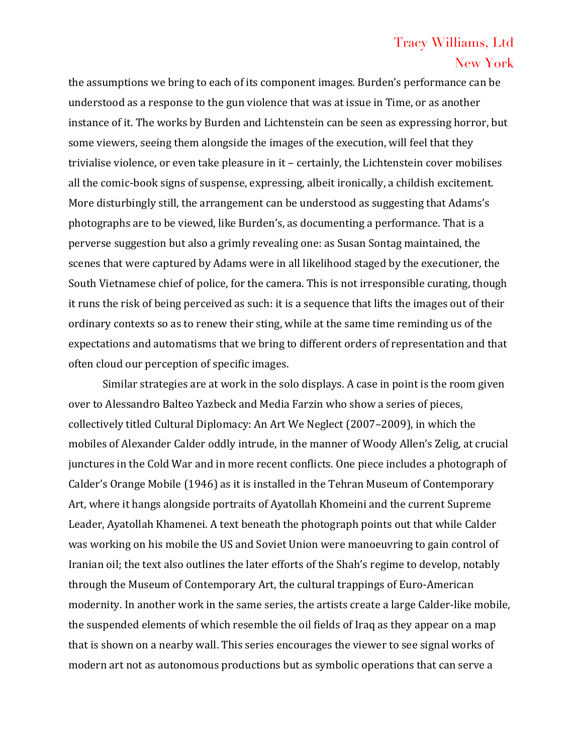the assumptions we bring to each of its component images. Burden's performance can be understood as a response to the gun violence that was at issue in Time, or as another instance of it. The works by Burden and Lichtenstein can be seen as expressing horror, but some viewers, seeing them alongside the images of the execution, will feel that they trivialise violence, or even take pleasure in it – certainly, the Lichtenstein cover mobilises all the comic-book signs of suspense, expressing, albeit ironically, a childish excitement. More disturbingly still, the arrangement can be understood as suggesting that Adams's photographs are to be viewed, like Burden's, as documenting a performance. That is a perverse suggestion but also a grimly revealing one: as Susan Sontag maintained, the scenes that were captured by Adams were in all likelihood staged by the executioner, the South Vietnamese chief of police, for the camera. This is not irresponsible curating, though it runs the risk of being perceived as such: it is a sequence that lifts the images out of their ordinary contexts so as to renew their sting, while at the same time reminding us of the expectations and automatisms that we bring to different orders of representation and that often cloud our perception of specific images.

Similar strategies are at work in the solo displays. A case in point is the room given over to Alessandro Balteo Yazbeck and Media Farzin who show a series of pieces, collectively titled Cultural Diplomacy: An Art We Neglect (2007–2009), in which the mobiles of Alexander Calder oddly intrude, in the manner of Woody Allen's Zelig, at crucial junctures in the Cold War and in more recent conflicts. One piece includes a photograph of Calder's Orange Mobile (1946) as it is installed in the Tehran Museum of Contemporary Art, where it hangs alongside portraits of Ayatollah Khomeini and the current Supreme Leader, Ayatollah Khamenei. A text beneath the photograph points out that while Calder was working on his mobile the US and Soviet Union were manoeuvring to gain control of Iranian oil; the text also outlines the later efforts of the Shah's regime to develop, notably through the Museum of Contemporary Art, the cultural trappings of Euro-American modernity. In another work in the same series, the artists create a large Calder-like mobile, the suspended elements of which resemble the oil fields of Iraq as they appear on a map that is shown on a nearby wall. This series encourages the viewer to see signal works of modern art not as autonomous productions but as symbolic operations that can serve a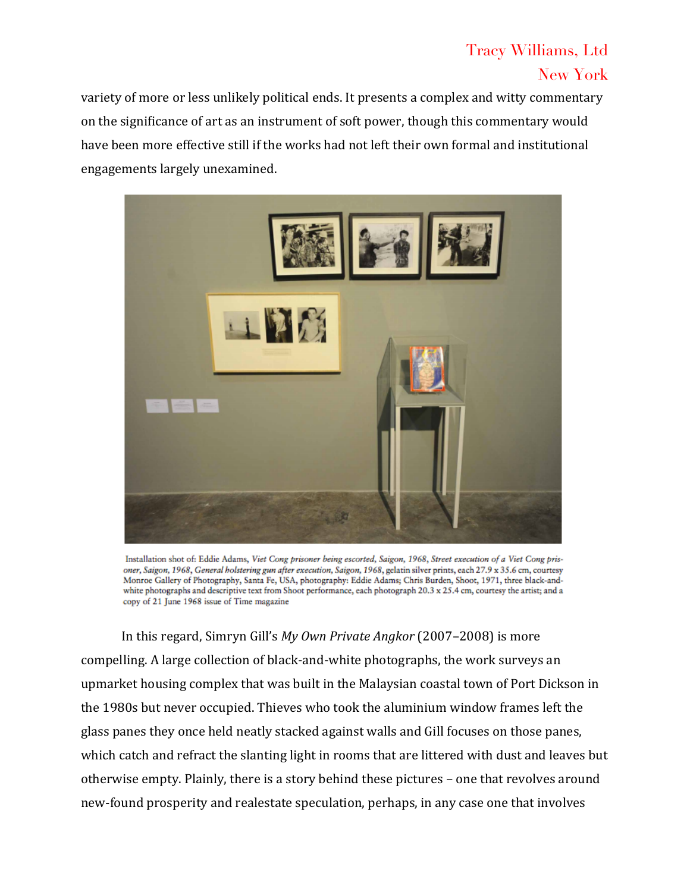variety of more or less unlikely political ends. It presents a complex and witty commentary on the significance of art as an instrument of soft power, though this commentary would have been more effective still if the works had not left their own formal and institutional engagements largely unexamined.

Installation shot of: Eddie Adams, *Viet Cong prisoner being escorted, Saigon, 1968*, *Street execution of a Viet Cong prisoner, Saigon, 1968*, *General holstering gun after execution, Saigon, 1968*, gelatin silver prints, each 27.9 x 35.6 cm, courtesy Monroe Gallery of Photography, Santa Fe, USA, photography: Eddie Adams; Chris Burden, Shoot, 1971, three black-and-white photographs and descriptive text from Shoot performance, each photograph 20.3 x 25.4 cm, courtesy the artist; and a copy of 21 June 1968 issue of Time magazine

In this regard, Simryn Gill's *My Own Private Angkor* (2007–2008) is more compelling. A large collection of black-and-white photographs, the work surveys an upmarket housing complex that was built in the Malaysian coastal town of Port Dickson in the 1980s but never occupied. Thieves who took the aluminium window frames left the glass panes they once held neatly stacked against walls and Gill focuses on those panes, which catch and refract the slanting light in rooms that are littered with dust and leaves but otherwise empty. Plainly, there is a story behind these pictures – one that revolves around new-found prosperity and realestate speculation, perhaps, in any case one that involves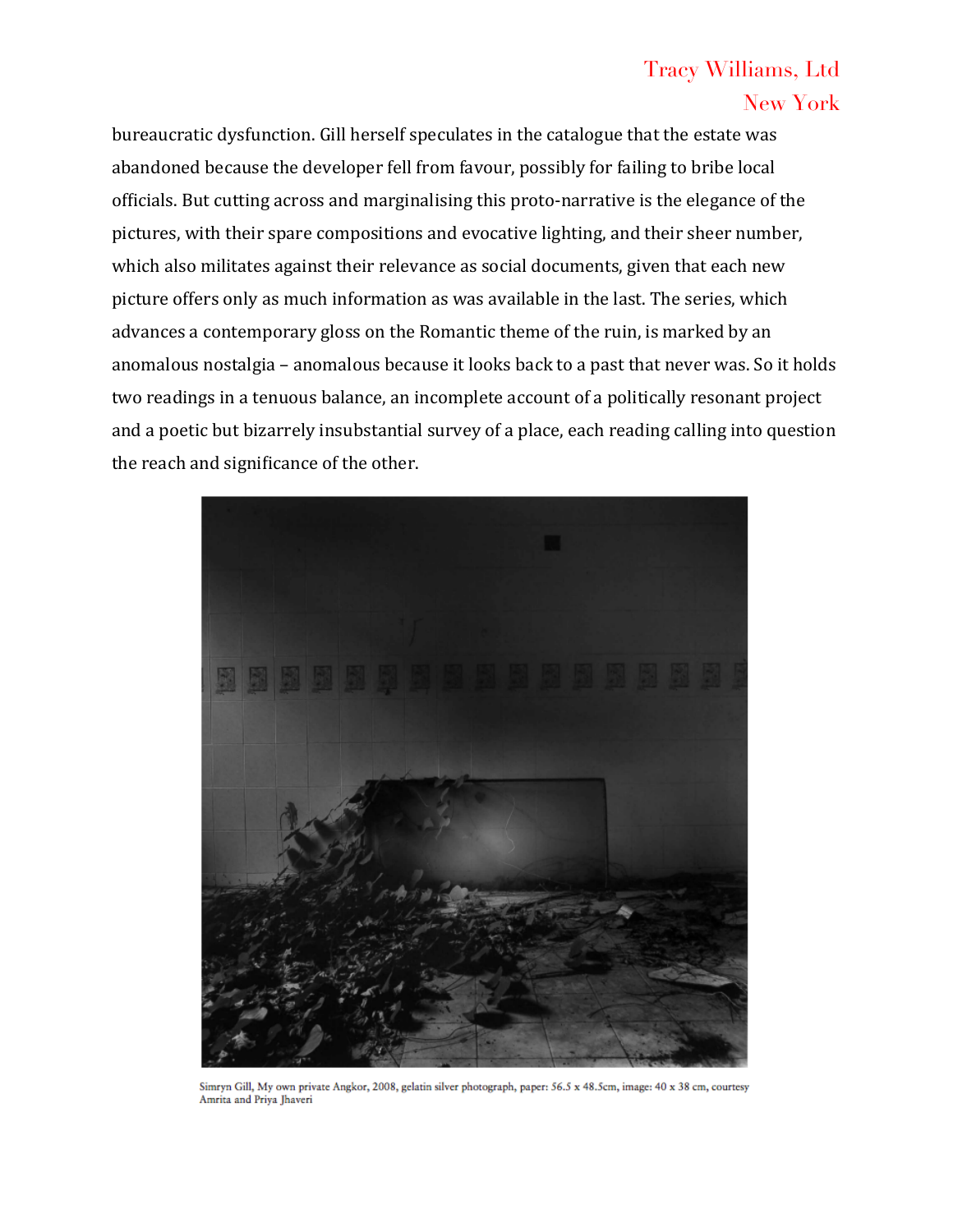bureaucratic dysfunction. Gill herself speculates in the catalogue that the estate was abandoned because the developer fell from favour, possibly for failing to bribe local officials. But cutting across and marginalising this proto-narrative is the elegance of the pictures, with their spare compositions and evocative lighting, and their sheer number, which also militates against their relevance as social documents, given that each new picture offers only as much information as was available in the last. The series, which advances a contemporary gloss on the Romantic theme of the ruin, is marked by an anomalous nostalgia – anomalous because it looks back to a past that never was. So it holds two readings in a tenuous balance, an incomplete account of a politically resonant project and a poetic but bizarrely insubstantial survey of a place, each reading calling into question the reach and significance of the other.

Simryn Gill, My own private Angkor, 2008, gelatin silver photograph, paper: 56.5 x 48.5cm, image: 40 x 38 cm, courtesy Amrita and Priya Jhaveri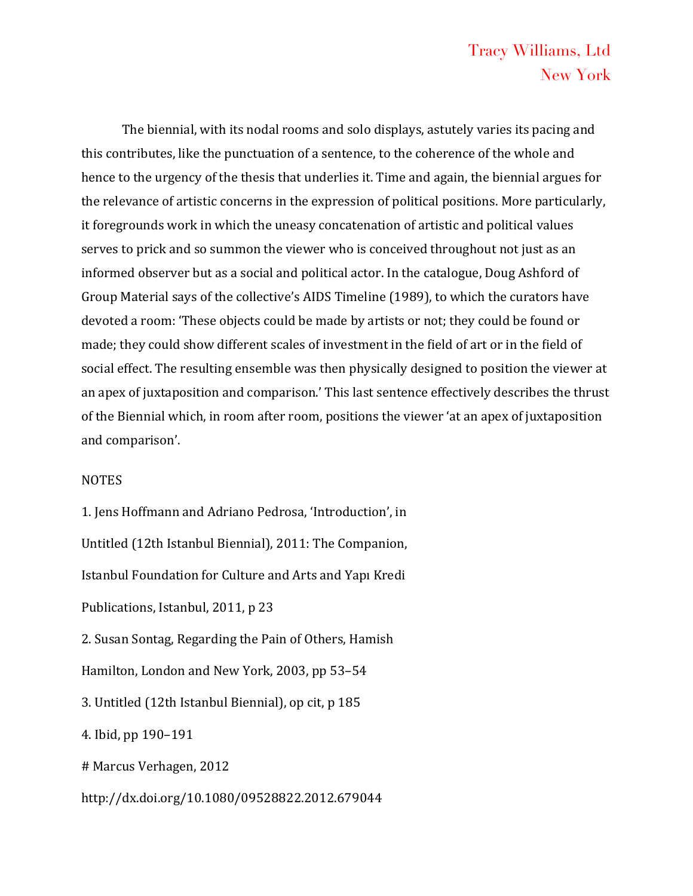The biennial, with its nodal rooms and solo displays, astutely varies its pacing and this contributes, like the punctuation of a sentence, to the coherence of the whole and hence to the urgency of the thesis that underlies it. Time and again, the biennial argues for the relevance of artistic concerns in the expression of political positions. More particularly, it foregrounds work in which the uneasy concatenation of artistic and political values serves to prick and so summon the viewer who is conceived throughout not just as an informed observer but as a social and political actor. In the catalogue, Doug Ashford of Group Material says of the collective's AIDS Timeline (1989), to which the curators have devoted a room: 'These objects could be made by artists or not; they could be found or made; they could show different scales of investment in the field of art or in the field of social effect. The resulting ensemble was then physically designed to position the viewer at an apex of juxtaposition and comparison.' This last sentence effectively describes the thrust of the Biennial which, in room after room, positions the viewer 'at an apex of juxtaposition and comparison'.

NOTES

1. Jens Hoffmann and Adriano Pedrosa, 'Introduction', in Untitled (12th Istanbul Biennial), 2011: The Companion, Istanbul Foundation for Culture and Arts and Yapı Kredi Publications, Istanbul, 2011, p 23

2. Susan Sontag, Regarding the Pain of Others, Hamish Hamilton, London and New York, 2003, pp 53–54

3. Untitled (12th Istanbul Biennial), op cit, p 185

4. Ibid, pp 190–191

# Marcus Verhagen, 2012

http://dx.doi.org/10.1080/09528822.2012.679044